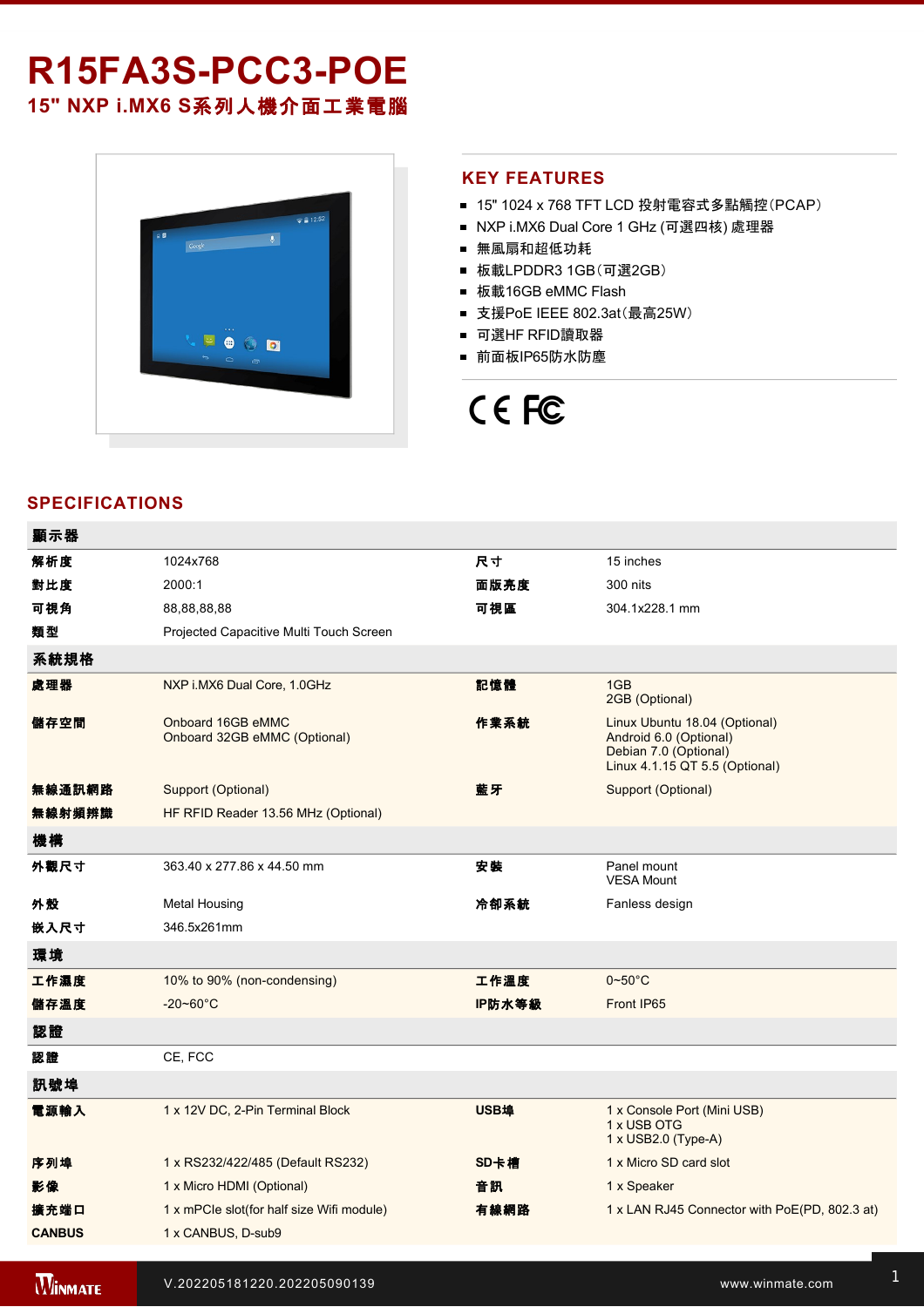# R15FA3S-PCC3-POE

## 15" NXP i.MX6 S系列人機介面工業電腦

## KEY FEATURES

- 15" 1024 x 768 TFT LCD 投射電容式多點觸控(PCAP)
- NXP i.MX6 Dual Core 1 GHz (可選四核) 處理器
- 無風扇和超低功耗
- 板載LPDDR3 1GB(可選2GB)
- 板載16GB eMMC Flash
- 支援PoE IEEE 802.3at(最高25W)
- 可選HF RFID讀取器
- 前面板IP65防水防塵

## SPECIFICATIONS

| 顯示器 | | | |
|---|---|---|---|
| 解析度 | 1024x768 | 尺寸 | 15 inches |
| 對比度 | 2000:1 | 面版亮度 | 300 nits |
| 可視角 | 88,88,88,88 | 可視區 | 304.1x228.1 mm |
| 類型 | Projected Capacitive Multi Touch Screen | | |
| **系統規格** | | | |
| 處理器 | NXP i.MX6 Dual Core, 1.0GHz | 記憶體 | 1GB<br>2GB (Optional) |
| 儲存空間 | Onboard 16GB eMMC<br>Onboard 32GB eMMC (Optional) | 作業系統 | Linux Ubuntu 18.04 (Optional)<br>Android 6.0 (Optional)<br>Debian 7.0 (Optional)<br>Linux 4.1.15 QT 5.5 (Optional) |
| 無線通訊網路 | Support (Optional) | 藍牙 | Support (Optional) |
| 無線射頻辨識 | HF RFID Reader 13.56 MHz (Optional) | | |
| **機構** | | | |
| 外觀尺寸 | 363.40 x 277.86 x 44.50 mm | 安裝 | Panel mount<br>VESA Mount |
| 外殼 | Metal Housing | 冷卻系統 | Fanless design |
| 嵌入尺寸 | 346.5x261mm | | |
| **環境** | | | |
| 工作濕度 | 10% to 90% (non-condensing) | 工作溫度 | 0~50°C |
| 儲存溫度 | -20~60°C | IP防水等級 | Front IP65 |
| **認證** | | | |
| 認證 | CE, FCC | | |
| **訊號埠** | | | |
| 電源輸入 | 1 x 12V DC, 2-Pin Terminal Block | USB埠 | 1 x Console Port (Mini USB)<br>1 x USB OTG<br>1 x USB2.0 (Type-A) |
| 序列埠 | 1 x RS232/422/485 (Default RS232) | SD卡槽 | 1 x Micro SD card slot |
| 影像 | 1 x Micro HDMI (Optional) | 音訊 | 1 x Speaker |
| 擴充端口 | 1 x mPCIe slot(for half size Wifi module) | 有線網路 | 1 x LAN RJ45 Connector with PoE(PD, 802.3 at) |
| CANBUS | 1 x CANBUS, D-sub9 | | |

V.202205181220.202205090139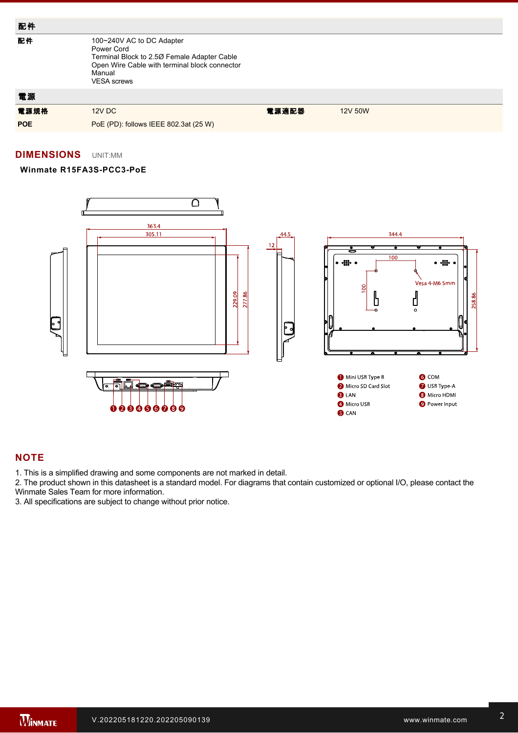## 配件

| | | | |
|---|---|---|---|
| **配件** | 100~240V AC to DC Adapter<br>Power Cord<br>Terminal Block to 2.5Ø Female Adapter Cable<br>Open Wire Cable with terminal block connector<br>Manual<br>VESA screws | | |

## 電源

| | | | |
|---|---|---|---|
| **電源規格** | 12V DC | **電源適配器** | 12V 50W |
| **POE** | PoE (PD): follows IEEE 802.3at (25 W) | | |

## DIMENSIONS UNIT:MM

**Winmate R15FA3S-PCC3-PoE**

363.4
305.11
229.09
277.86
44.5
12
344.4
100
100
Vesa 4-M6 5mm
258.86

1. Mini USB Type B
2. Micro SD Card Slot
3. LAN
4. Micro USB
5. CAN
6. COM
7. USB Type-A
8. Micro HDMI
9. Power Input

## NOTE

1. This is a simplified drawing and some components are not marked in detail.
2. The product shown in this datasheet is a standard model. For diagrams that contain customized or optional I/O, please contact the Winmate Sales Team for more information.
3. All specifications are subject to change without prior notice.